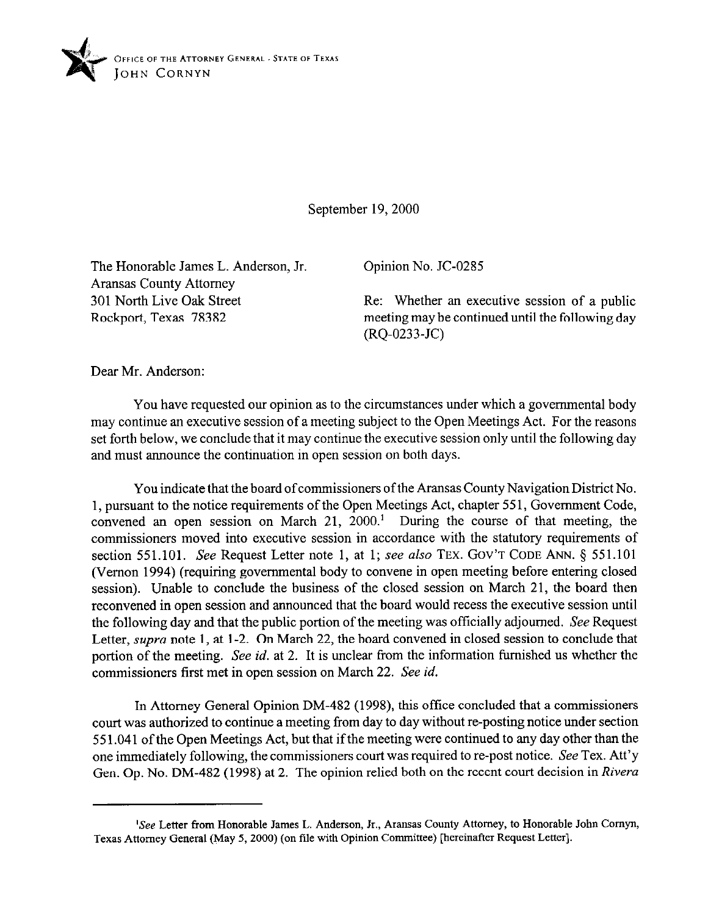OFFICE OF THE ATTORNEY GENERAL · STATE OF TEXAS
JOHN CORNYN

September 19, 2000

The Honorable James L. Anderson, Jr.
Aransas County Attorney
301 North Live Oak Street
Rockport, Texas 78382

Opinion No. JC-0285

Re: Whether an executive session of a public meeting may be continued until the following day (RQ-0233-JC)

Dear Mr. Anderson:

You have requested our opinion as to the circumstances under which a governmental body may continue an executive session of a meeting subject to the Open Meetings Act. For the reasons set forth below, we conclude that it may continue the executive session only until the following day and must announce the continuation in open session on both days.

You indicate that the board of commissioners of the Aransas County Navigation District No. 1, pursuant to the notice requirements of the Open Meetings Act, chapter 551, Government Code, convened an open session on March 21, 2000.[1] During the course of that meeting, the commissioners moved into executive session in accordance with the statutory requirements of section 551.101. *See* Request Letter note 1, at 1; *see also* TEX. GOV'T CODE ANN. § 551.101 (Vernon 1994) (requiring governmental body to convene in open meeting before entering closed session). Unable to conclude the business of the closed session on March 21, the board then reconvened in open session and announced that the board would recess the executive session until the following day and that the public portion of the meeting was officially adjourned. *See* Request Letter, *supra* note 1, at 1-2. On March 22, the board convened in closed session to conclude that portion of the meeting. *See id.* at 2. It is unclear from the information furnished us whether the commissioners first met in open session on March 22. *See id.*

In Attorney General Opinion DM-482 (1998), this office concluded that a commissioners court was authorized to continue a meeting from day to day without re-posting notice under section 551.041 of the Open Meetings Act, but that if the meeting were continued to any day other than the one immediately following, the commissioners court was required to re-post notice. *See* Tex. Att'y Gen. Op. No. DM-482 (1998) at 2. The opinion relied both on the recent court decision in *Rivera*

[1]*See* Letter from Honorable James L. Anderson, Jr., Aransas County Attorney, to Honorable John Cornyn, Texas Attorney General (May 5, 2000) (on file with Opinion Committee) [hereinafter Request Letter].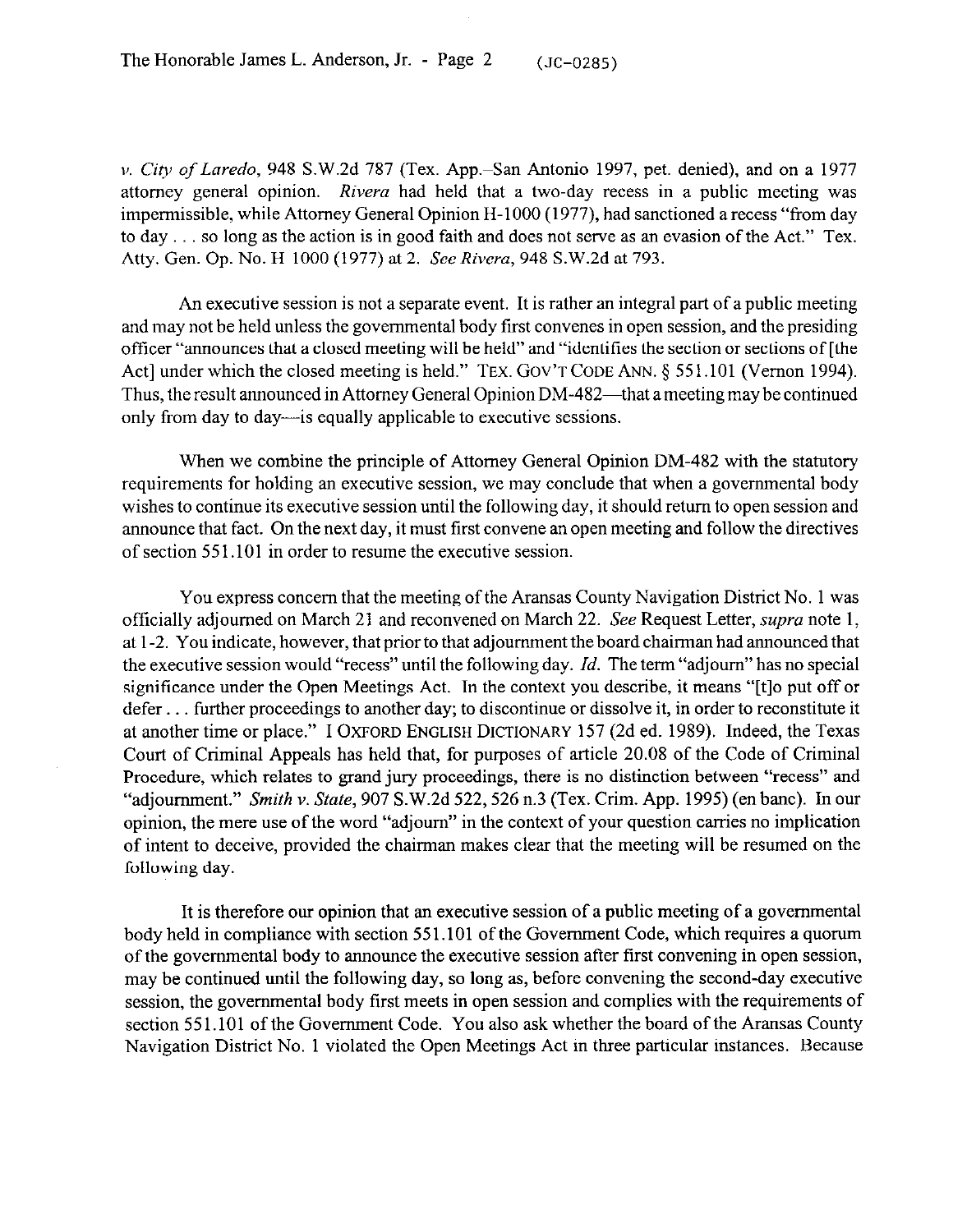*v. City of Laredo*, 948 S.W.2d 787 (Tex. App.–San Antonio 1997, pet. denied), and on a 1977 attorney general opinion. *Rivera* had held that a two-day recess in a public meeting was impermissible, while Attorney General Opinion H-1000 (1977), had sanctioned a recess "from day to day . . . so long as the action is in good faith and does not serve as an evasion of the Act." Tex. Atty. Gen. Op. No. H 1000 (1977) at 2. *See Rivera*, 948 S.W.2d at 793.

An executive session is not a separate event. It is rather an integral part of a public meeting and may not be held unless the governmental body first convenes in open session, and the presiding officer "announces that a closed meeting will be held" and "identifies the section or sections of [the Act] under which the closed meeting is held." TEX. GOV'T CODE ANN. § 551.101 (Vernon 1994). Thus, the result announced in Attorney General Opinion DM-482—that a meeting may be continued only from day to day—is equally applicable to executive sessions.

When we combine the principle of Attorney General Opinion DM-482 with the statutory requirements for holding an executive session, we may conclude that when a governmental body wishes to continue its executive session until the following day, it should return to open session and announce that fact. On the next day, it must first convene an open meeting and follow the directives of section 551.101 in order to resume the executive session.

You express concern that the meeting of the Aransas County Navigation District No. 1 was officially adjourned on March 21 and reconvened on March 22. *See* Request Letter, *supra* note 1, at 1-2. You indicate, however, that prior to that adjournment the board chairman had announced that the executive session would "recess" until the following day. *Id.* The term "adjourn" has no special significance under the Open Meetings Act. In the context you describe, it means "[t]o put off or defer . . . further proceedings to another day; to discontinue or dissolve it, in order to reconstitute it at another time or place." I OXFORD ENGLISH DICTIONARY 157 (2d ed. 1989). Indeed, the Texas Court of Criminal Appeals has held that, for purposes of article 20.08 of the Code of Criminal Procedure, which relates to grand jury proceedings, there is no distinction between "recess" and "adjournment." *Smith v. State*, 907 S.W.2d 522, 526 n.3 (Tex. Crim. App. 1995) (en banc). In our opinion, the mere use of the word "adjourn" in the context of your question carries no implication of intent to deceive, provided the chairman makes clear that the meeting will be resumed on the following day.

It is therefore our opinion that an executive session of a public meeting of a governmental body held in compliance with section 551.101 of the Government Code, which requires a quorum of the governmental body to announce the executive session after first convening in open session, may be continued until the following day, so long as, before convening the second-day executive session, the governmental body first meets in open session and complies with the requirements of section 551.101 of the Government Code. You also ask whether the board of the Aransas County Navigation District No. 1 violated the Open Meetings Act in three particular instances. Because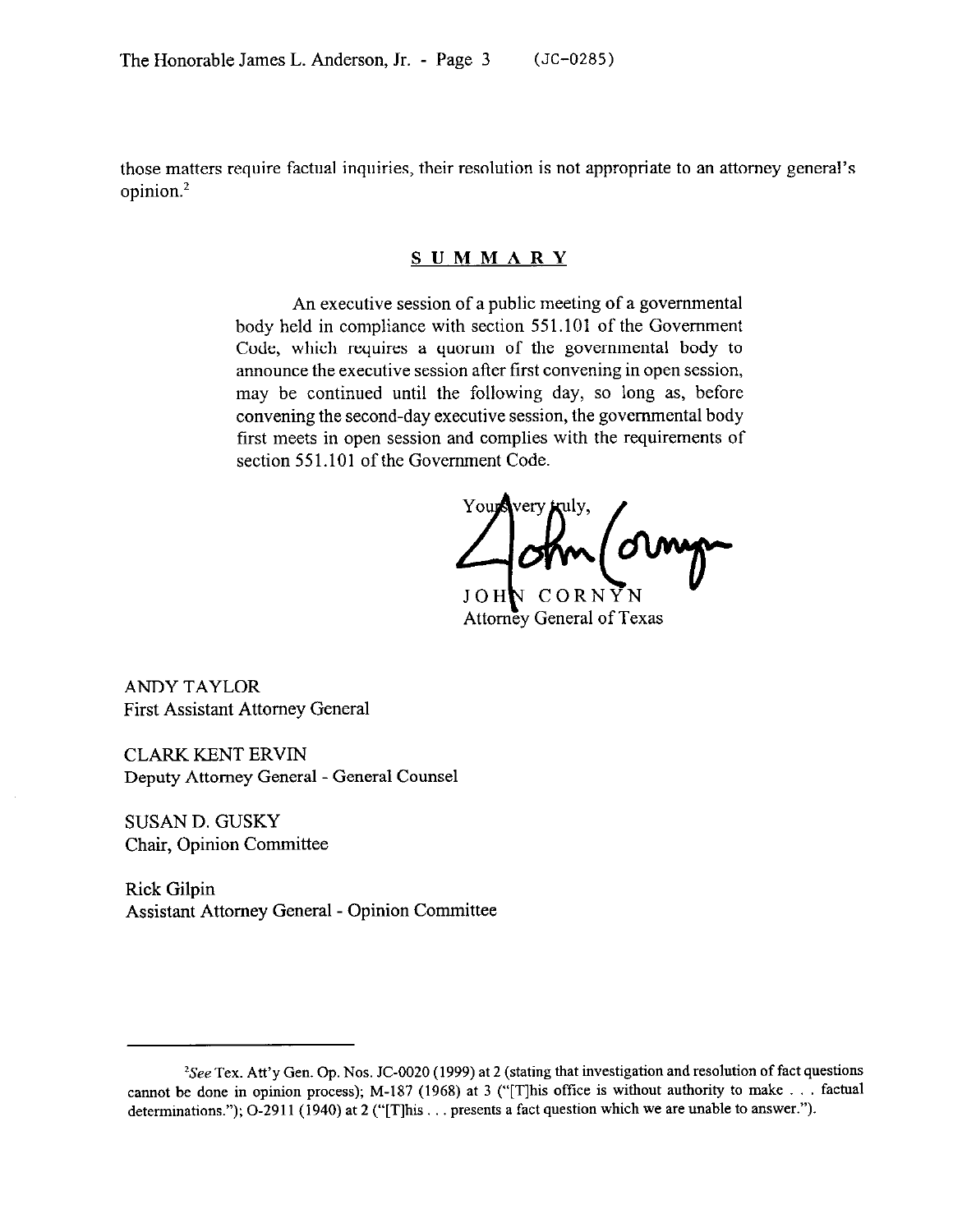those matters require factual inquiries, their resolution is not appropriate to an attorney general's opinion.[2]

## SUMMARY

An executive session of a public meeting of a governmental body held in compliance with section 551.101 of the Government Code, which requires a quorum of the governmental body to announce the executive session after first convening in open session, may be continued until the following day, so long as, before convening the second-day executive session, the governmental body first meets in open session and complies with the requirements of section 551.101 of the Government Code.

Yours very truly,

JOHN CORNYN
Attorney General of Texas

ANDY TAYLOR
First Assistant Attorney General

CLARK KENT ERVIN
Deputy Attorney General - General Counsel

SUSAN D. GUSKY
Chair, Opinion Committee

Rick Gilpin
Assistant Attorney General - Opinion Committee

---

[2] *See* Tex. Att'y Gen. Op. Nos. JC-0020 (1999) at 2 (stating that investigation and resolution of fact questions cannot be done in opinion process); M-187 (1968) at 3 ("[T]his office is without authority to make . . . factual determinations."); O-2911 (1940) at 2 ("[T]his . . . presents a fact question which we are unable to answer.").